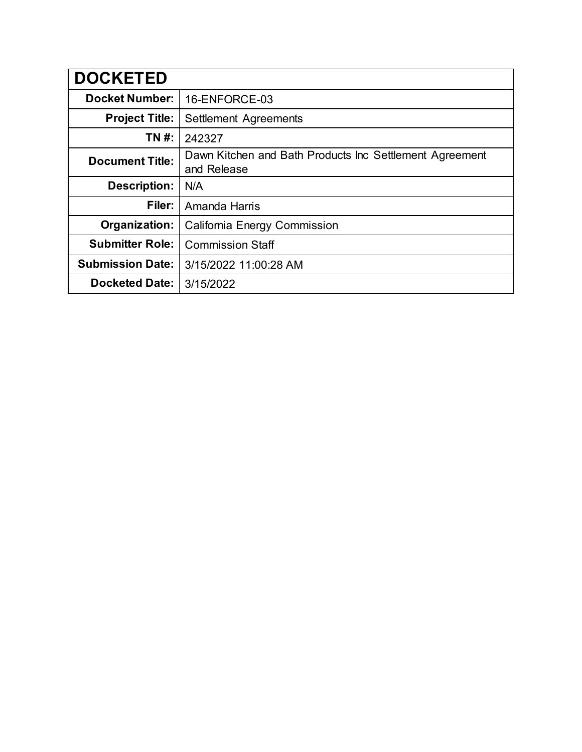| DOCKETED | |
|---|---|
| **Docket Number:** | 16-ENFORCE-03 |
| **Project Title:** | Settlement Agreements |
| **TN #:** | 242327 |
| **Document Title:** | Dawn Kitchen and Bath Products Inc Settlement Agreement and Release |
| **Description:** | N/A |
| **Filer:** | Amanda Harris |
| **Organization:** | California Energy Commission |
| **Submitter Role:** | Commission Staff |
| **Submission Date:** | 3/15/2022 11:00:28 AM |
| **Docketed Date:** | 3/15/2022 |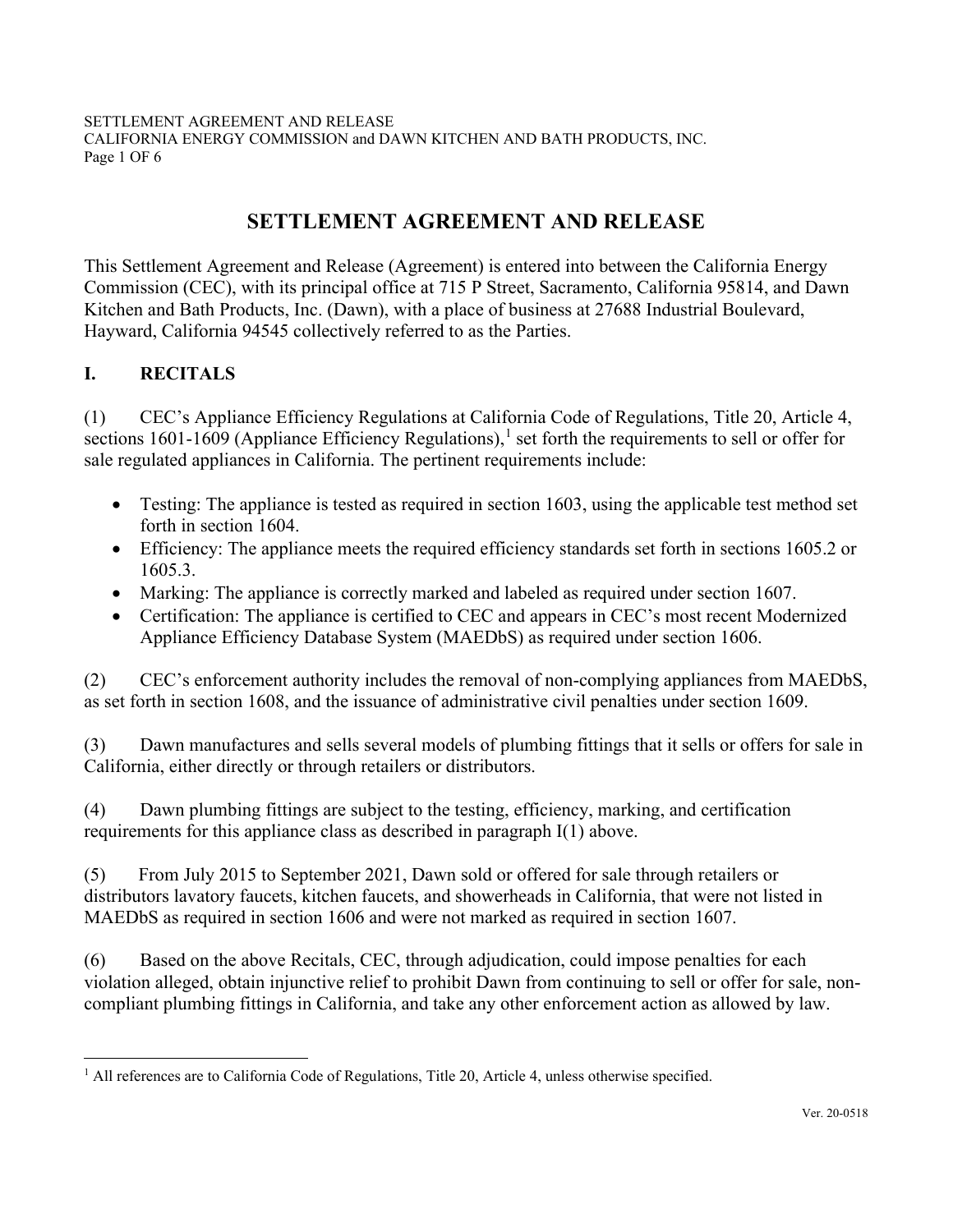# SETTLEMENT AGREEMENT AND RELEASE

This Settlement Agreement and Release (Agreement) is entered into between the California Energy Commission (CEC), with its principal office at 715 P Street, Sacramento, California 95814, and Dawn Kitchen and Bath Products, Inc. (Dawn), with a place of business at 27688 Industrial Boulevard, Hayward, California 94545 collectively referred to as the Parties.

## I. RECITALS

(1) CEC's Appliance Efficiency Regulations at California Code of Regulations, Title 20, Article 4, sections 1601-1609 (Appliance Efficiency Regulations),[1] set forth the requirements to sell or offer for sale regulated appliances in California. The pertinent requirements include:

- Testing: The appliance is tested as required in section 1603, using the applicable test method set forth in section 1604.
- Efficiency: The appliance meets the required efficiency standards set forth in sections 1605.2 or 1605.3.
- Marking: The appliance is correctly marked and labeled as required under section 1607.
- Certification: The appliance is certified to CEC and appears in CEC's most recent Modernized Appliance Efficiency Database System (MAEDbS) as required under section 1606.

(2) CEC's enforcement authority includes the removal of non-complying appliances from MAEDbS, as set forth in section 1608, and the issuance of administrative civil penalties under section 1609.

(3) Dawn manufactures and sells several models of plumbing fittings that it sells or offers for sale in California, either directly or through retailers or distributors.

(4) Dawn plumbing fittings are subject to the testing, efficiency, marking, and certification requirements for this appliance class as described in paragraph I(1) above.

(5) From July 2015 to September 2021, Dawn sold or offered for sale through retailers or distributors lavatory faucets, kitchen faucets, and showerheads in California, that were not listed in MAEDbS as required in section 1606 and were not marked as required in section 1607.

(6) Based on the above Recitals, CEC, through adjudication, could impose penalties for each violation alleged, obtain injunctive relief to prohibit Dawn from continuing to sell or offer for sale, non-compliant plumbing fittings in California, and take any other enforcement action as allowed by law.

[1] All references are to California Code of Regulations, Title 20, Article 4, unless otherwise specified.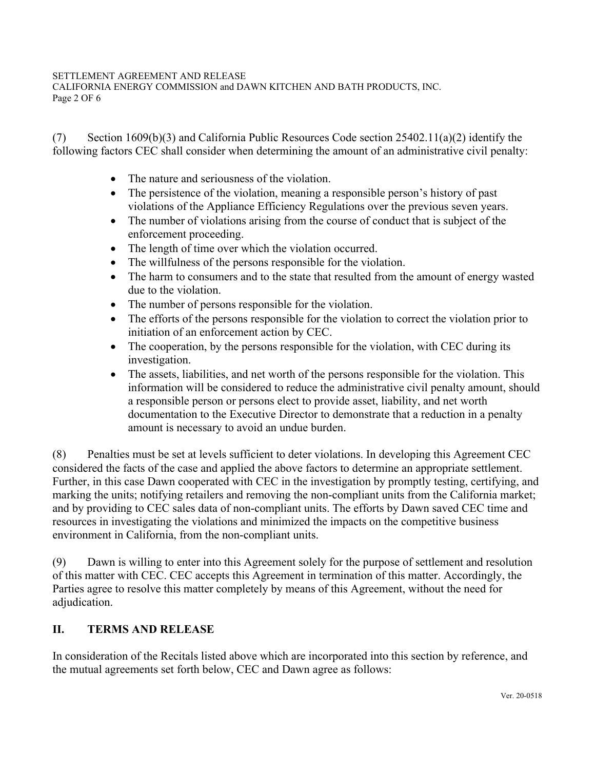(7) Section 1609(b)(3) and California Public Resources Code section 25402.11(a)(2) identify the following factors CEC shall consider when determining the amount of an administrative civil penalty:

- The nature and seriousness of the violation.
- The persistence of the violation, meaning a responsible person's history of past violations of the Appliance Efficiency Regulations over the previous seven years.
- The number of violations arising from the course of conduct that is subject of the enforcement proceeding.
- The length of time over which the violation occurred.
- The willfulness of the persons responsible for the violation.
- The harm to consumers and to the state that resulted from the amount of energy wasted due to the violation.
- The number of persons responsible for the violation.
- The efforts of the persons responsible for the violation to correct the violation prior to initiation of an enforcement action by CEC.
- The cooperation, by the persons responsible for the violation, with CEC during its investigation.
- The assets, liabilities, and net worth of the persons responsible for the violation. This information will be considered to reduce the administrative civil penalty amount, should a responsible person or persons elect to provide asset, liability, and net worth documentation to the Executive Director to demonstrate that a reduction in a penalty amount is necessary to avoid an undue burden.

(8) Penalties must be set at levels sufficient to deter violations. In developing this Agreement CEC considered the facts of the case and applied the above factors to determine an appropriate settlement. Further, in this case Dawn cooperated with CEC in the investigation by promptly testing, certifying, and marking the units; notifying retailers and removing the non-compliant units from the California market; and by providing to CEC sales data of non-compliant units. The efforts by Dawn saved CEC time and resources in investigating the violations and minimized the impacts on the competitive business environment in California, from the non-compliant units.

(9) Dawn is willing to enter into this Agreement solely for the purpose of settlement and resolution of this matter with CEC. CEC accepts this Agreement in termination of this matter. Accordingly, the Parties agree to resolve this matter completely by means of this Agreement, without the need for adjudication.

## II. TERMS AND RELEASE

In consideration of the Recitals listed above which are incorporated into this section by reference, and the mutual agreements set forth below, CEC and Dawn agree as follows: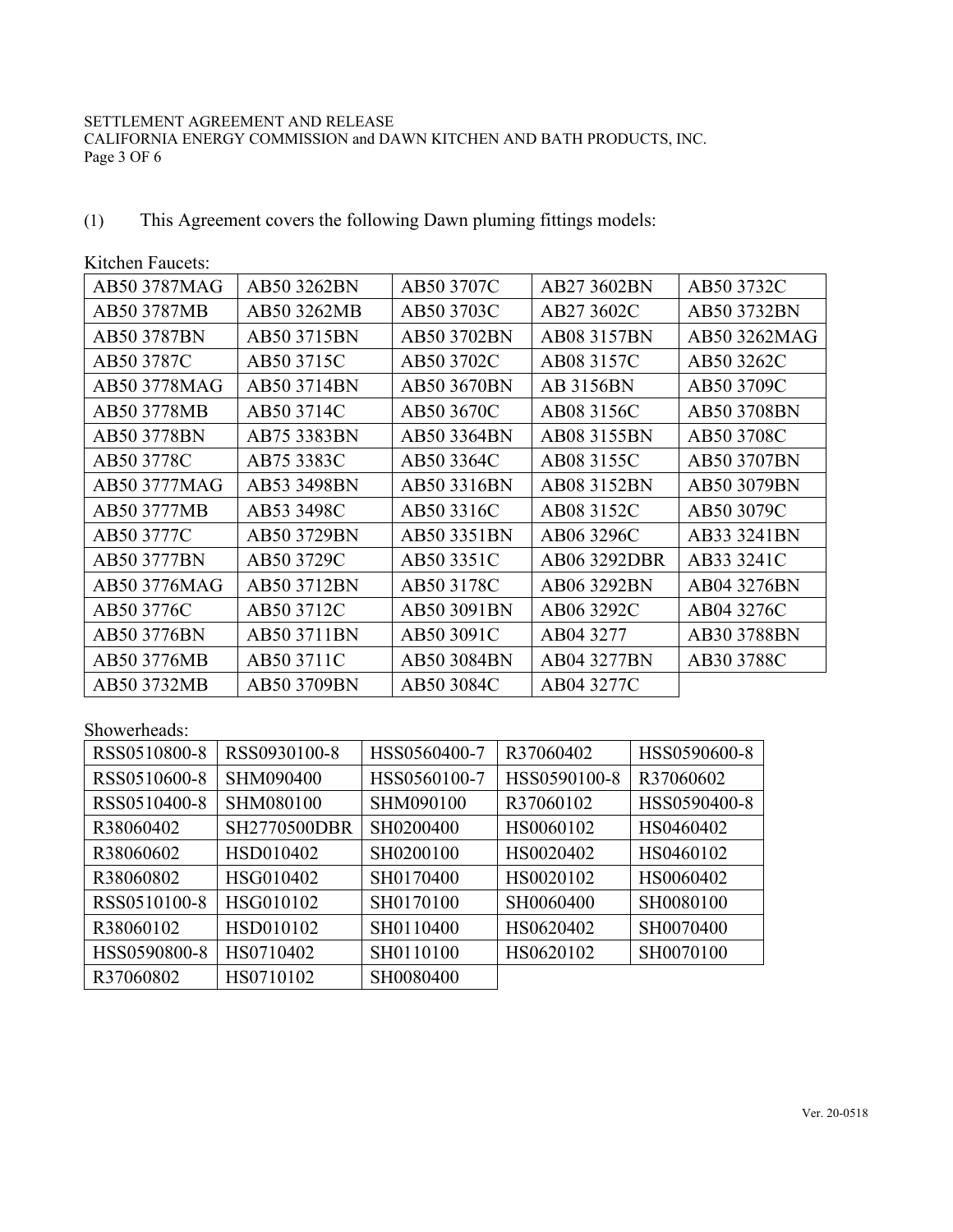(1) This Agreement covers the following Dawn pluming fittings models:

Kitchen Faucets:

| | | | | |
|---|---|---|---|---|
| AB50 3787MAG | AB50 3262BN | AB50 3707C | AB27 3602BN | AB50 3732C |
| AB50 3787MB | AB50 3262MB | AB50 3703C | AB27 3602C | AB50 3732BN |
| AB50 3787BN | AB50 3715BN | AB50 3702BN | AB08 3157BN | AB50 3262MAG |
| AB50 3787C | AB50 3715C | AB50 3702C | AB08 3157C | AB50 3262C |
| AB50 3778MAG | AB50 3714BN | AB50 3670BN | AB 3156BN | AB50 3709C |
| AB50 3778MB | AB50 3714C | AB50 3670C | AB08 3156C | AB50 3708BN |
| AB50 3778BN | AB75 3383BN | AB50 3364BN | AB08 3155BN | AB50 3708C |
| AB50 3778C | AB75 3383C | AB50 3364C | AB08 3155C | AB50 3707BN |
| AB50 3777MAG | AB53 3498BN | AB50 3316BN | AB08 3152BN | AB50 3079BN |
| AB50 3777MB | AB53 3498C | AB50 3316C | AB08 3152C | AB50 3079C |
| AB50 3777C | AB50 3729BN | AB50 3351BN | AB06 3296C | AB33 3241BN |
| AB50 3777BN | AB50 3729C | AB50 3351C | AB06 3292DBR | AB33 3241C |
| AB50 3776MAG | AB50 3712BN | AB50 3178C | AB06 3292BN | AB04 3276BN |
| AB50 3776C | AB50 3712C | AB50 3091BN | AB06 3292C | AB04 3276C |
| AB50 3776BN | AB50 3711BN | AB50 3091C | AB04 3277 | AB30 3788BN |
| AB50 3776MB | AB50 3711C | AB50 3084BN | AB04 3277BN | AB30 3788C |
| AB50 3732MB | AB50 3709BN | AB50 3084C | AB04 3277C | |

Showerheads:

| | | | | |
|---|---|---|---|---|
| RSS0510800-8 | RSS0930100-8 | HSS0560400-7 | R37060402 | HSS0590600-8 |
| RSS0510600-8 | SHM090400 | HSS0560100-7 | HSS0590100-8 | R37060602 |
| RSS0510400-8 | SHM080100 | SHM090100 | R37060102 | HSS0590400-8 |
| R38060402 | SH2770500DBR | SH0200400 | HS0060102 | HS0460402 |
| R38060602 | HSD010402 | SH0200100 | HS0020402 | HS0460102 |
| R38060802 | HSG010402 | SH0170400 | HS0020102 | HS0060402 |
| RSS0510100-8 | HSG010102 | SH0170100 | SH0060400 | SH0080100 |
| R38060102 | HSD010102 | SH0110400 | HS0620402 | SH0070400 |
| HSS0590800-8 | HS0710402 | SH0110100 | HS0620102 | SH0070100 |
| R37060802 | HS0710102 | SH0080400 | | |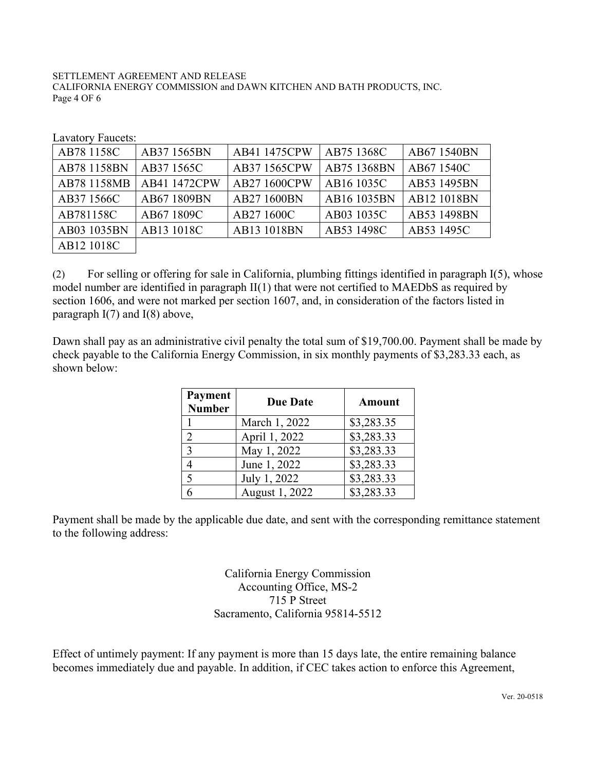Lavatory Faucets:

| | | | | |
|---|---|---|---|---|
| AB78 1158C | AB37 1565BN | AB41 1475CPW | AB75 1368C | AB67 1540BN |
| AB78 1158BN | AB37 1565C | AB37 1565CPW | AB75 1368BN | AB67 1540C |
| AB78 1158MB | AB41 1472CPW | AB27 1600CPW | AB16 1035C | AB53 1495BN |
| AB37 1566C | AB67 1809BN | AB27 1600BN | AB16 1035BN | AB12 1018BN |
| AB781158C | AB67 1809C | AB27 1600C | AB03 1035C | AB53 1498BN |
| AB03 1035BN | AB13 1018C | AB13 1018BN | AB53 1498C | AB53 1495C |
| AB12 1018C | | | | |

(2) For selling or offering for sale in California, plumbing fittings identified in paragraph I(5), whose model number are identified in paragraph II(1) that were not certified to MAEDbS as required by section 1606, and were not marked per section 1607, and, in consideration of the factors listed in paragraph I(7) and I(8) above,

Dawn shall pay as an administrative civil penalty the total sum of $19,700.00. Payment shall be made by check payable to the California Energy Commission, in six monthly payments of $3,283.33 each, as shown below:

| Payment Number | Due Date | Amount |
|---|---|---|
| 1 | March 1, 2022 | $3,283.35 |
| 2 | April 1, 2022 | $3,283.33 |
| 3 | May 1, 2022 | $3,283.33 |
| 4 | June 1, 2022 | $3,283.33 |
| 5 | July 1, 2022 | $3,283.33 |
| 6 | August 1, 2022 | $3,283.33 |

Payment shall be made by the applicable due date, and sent with the corresponding remittance statement to the following address:

California Energy Commission
Accounting Office, MS-2
715 P Street
Sacramento, California 95814-5512

Effect of untimely payment: If any payment is more than 15 days late, the entire remaining balance becomes immediately due and payable. In addition, if CEC takes action to enforce this Agreement,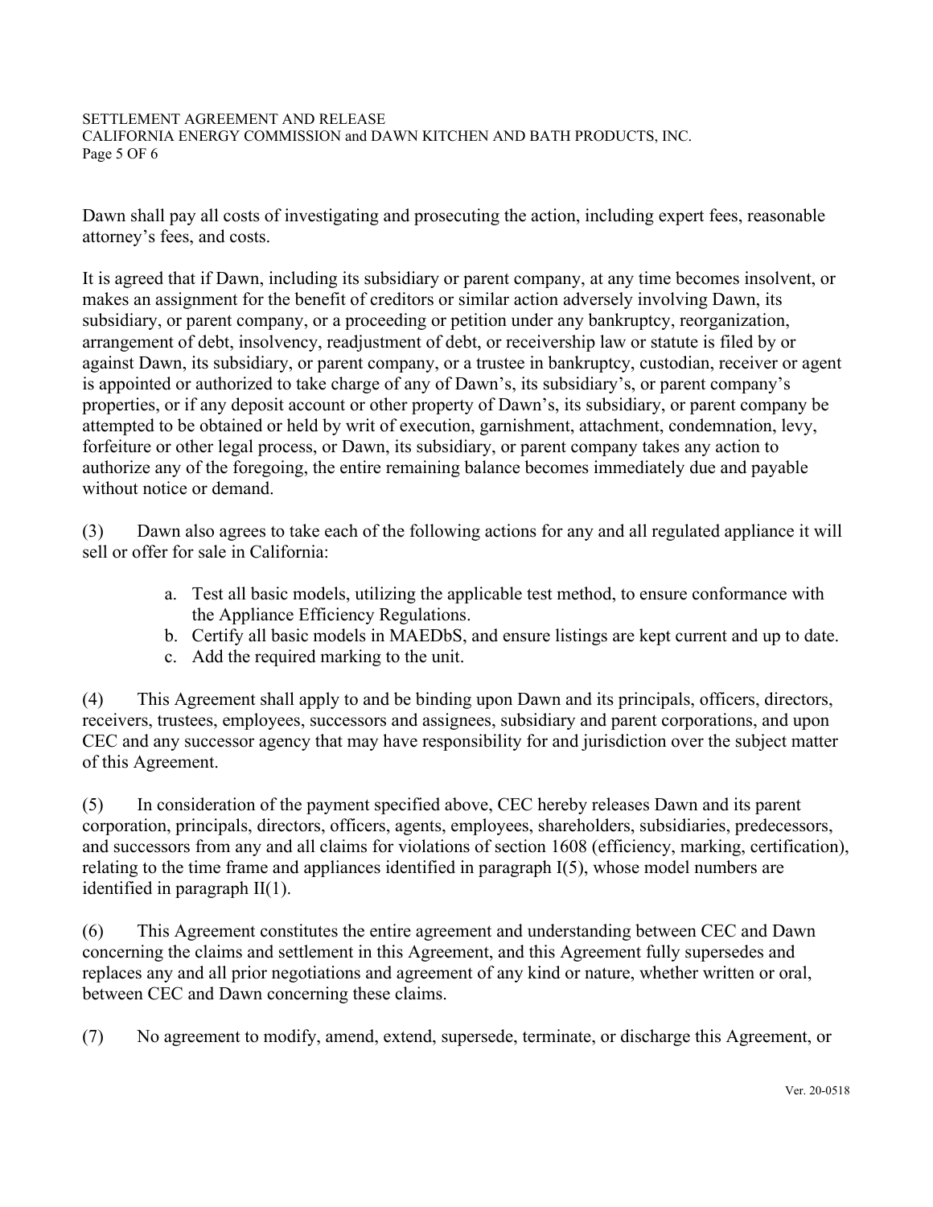Dawn shall pay all costs of investigating and prosecuting the action, including expert fees, reasonable attorney's fees, and costs.

It is agreed that if Dawn, including its subsidiary or parent company, at any time becomes insolvent, or makes an assignment for the benefit of creditors or similar action adversely involving Dawn, its subsidiary, or parent company, or a proceeding or petition under any bankruptcy, reorganization, arrangement of debt, insolvency, readjustment of debt, or receivership law or statute is filed by or against Dawn, its subsidiary, or parent company, or a trustee in bankruptcy, custodian, receiver or agent is appointed or authorized to take charge of any of Dawn's, its subsidiary's, or parent company's properties, or if any deposit account or other property of Dawn's, its subsidiary, or parent company be attempted to be obtained or held by writ of execution, garnishment, attachment, condemnation, levy, forfeiture or other legal process, or Dawn, its subsidiary, or parent company takes any action to authorize any of the foregoing, the entire remaining balance becomes immediately due and payable without notice or demand.

(3) Dawn also agrees to take each of the following actions for any and all regulated appliance it will sell or offer for sale in California:

a. Test all basic models, utilizing the applicable test method, to ensure conformance with the Appliance Efficiency Regulations.
b. Certify all basic models in MAEDbS, and ensure listings are kept current and up to date.
c. Add the required marking to the unit.

(4) This Agreement shall apply to and be binding upon Dawn and its principals, officers, directors, receivers, trustees, employees, successors and assignees, subsidiary and parent corporations, and upon CEC and any successor agency that may have responsibility for and jurisdiction over the subject matter of this Agreement.

(5) In consideration of the payment specified above, CEC hereby releases Dawn and its parent corporation, principals, directors, officers, agents, employees, shareholders, subsidiaries, predecessors, and successors from any and all claims for violations of section 1608 (efficiency, marking, certification), relating to the time frame and appliances identified in paragraph I(5), whose model numbers are identified in paragraph II(1).

(6) This Agreement constitutes the entire agreement and understanding between CEC and Dawn concerning the claims and settlement in this Agreement, and this Agreement fully supersedes and replaces any and all prior negotiations and agreement of any kind or nature, whether written or oral, between CEC and Dawn concerning these claims.

(7) No agreement to modify, amend, extend, supersede, terminate, or discharge this Agreement, or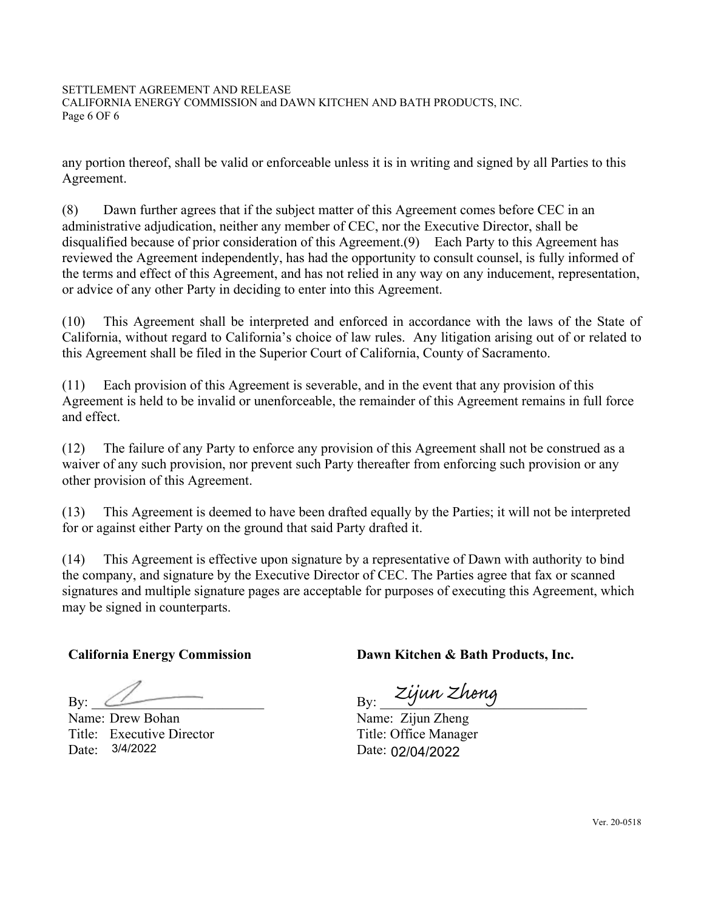any portion thereof, shall be valid or enforceable unless it is in writing and signed by all Parties to this Agreement.

(8) Dawn further agrees that if the subject matter of this Agreement comes before CEC in an administrative adjudication, neither any member of CEC, nor the Executive Director, shall be disqualified because of prior consideration of this Agreement.(9) Each Party to this Agreement has reviewed the Agreement independently, has had the opportunity to consult counsel, is fully informed of the terms and effect of this Agreement, and has not relied in any way on any inducement, representation, or advice of any other Party in deciding to enter into this Agreement.

(10) This Agreement shall be interpreted and enforced in accordance with the laws of the State of California, without regard to California's choice of law rules. Any litigation arising out of or related to this Agreement shall be filed in the Superior Court of California, County of Sacramento.

(11) Each provision of this Agreement is severable, and in the event that any provision of this Agreement is held to be invalid or unenforceable, the remainder of this Agreement remains in full force and effect.

(12) The failure of any Party to enforce any provision of this Agreement shall not be construed as a waiver of any such provision, nor prevent such Party thereafter from enforcing such provision or any other provision of this Agreement.

(13) This Agreement is deemed to have been drafted equally by the Parties; it will not be interpreted for or against either Party on the ground that said Party drafted it.

(14) This Agreement is effective upon signature by a representative of Dawn with authority to bind the company, and signature by the Executive Director of CEC. The Parties agree that fax or scanned signatures and multiple signature pages are acceptable for purposes of executing this Agreement, which may be signed in counterparts.

**California Energy Commission**

By: ________________________

Name: Drew Bohan
Title: Executive Director
Date: 3/4/2022

**Dawn Kitchen & Bath Products, Inc.**

By: Zijun Zhong

Name: Zijun Zheng
Title: Office Manager
Date: 02/04/2022

Ver. 20-0518